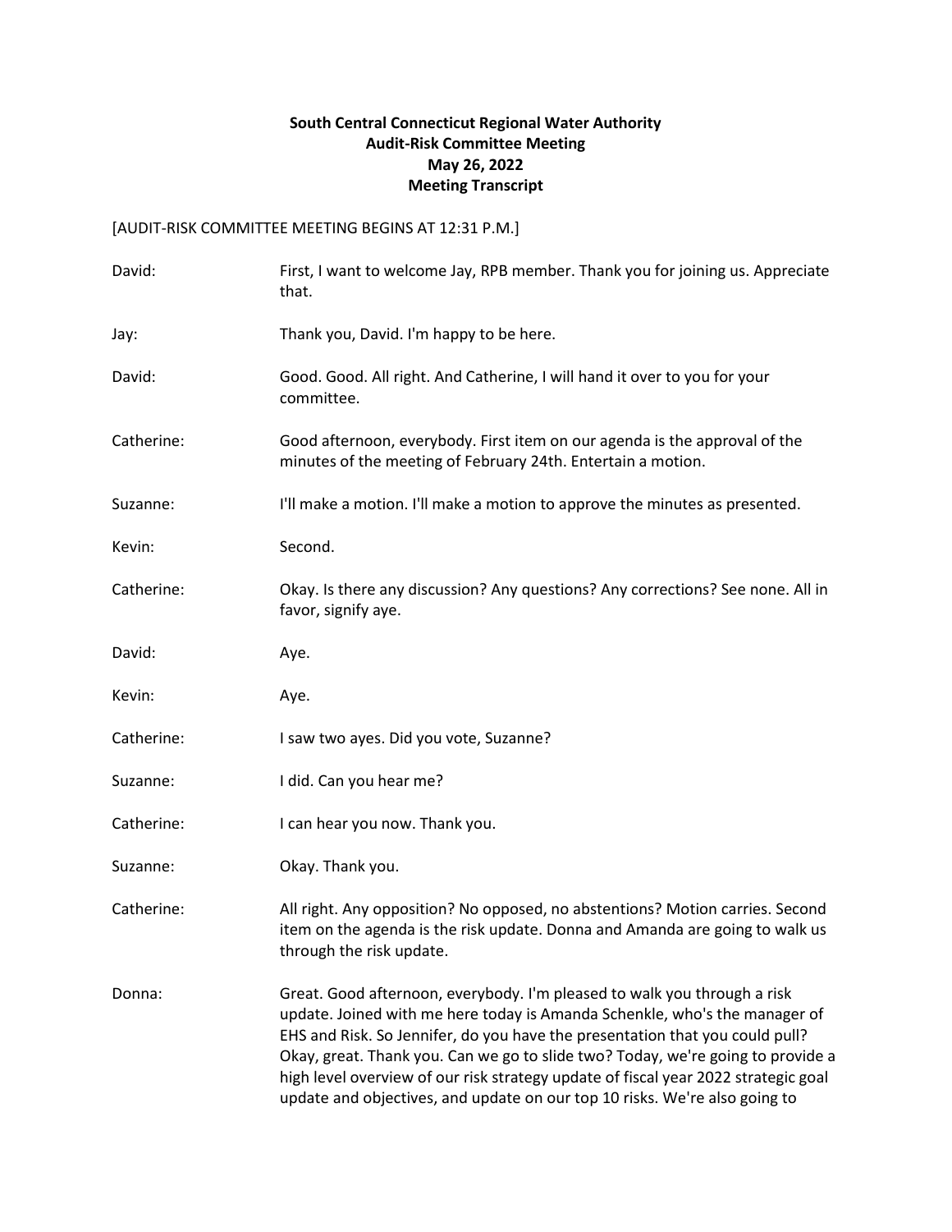**South Central Connecticut Regional Water Authority**
**Audit-Risk Committee Meeting**
**May 26, 2022**
**Meeting Transcript**

[AUDIT-RISK COMMITTEE MEETING BEGINS AT 12:31 P.M.]

| | |
|---|---|
| David: | First, I want to welcome Jay, RPB member. Thank you for joining us. Appreciate that. |
| Jay: | Thank you, David. I'm happy to be here. |
| David: | Good. Good. All right. And Catherine, I will hand it over to you for your committee. |
| Catherine: | Good afternoon, everybody. First item on our agenda is the approval of the minutes of the meeting of February 24th. Entertain a motion. |
| Suzanne: | I'll make a motion. I'll make a motion to approve the minutes as presented. |
| Kevin: | Second. |
| Catherine: | Okay. Is there any discussion? Any questions? Any corrections? See none. All in favor, signify aye. |
| David: | Aye. |
| Kevin: | Aye. |
| Catherine: | I saw two ayes. Did you vote, Suzanne? |
| Suzanne: | I did. Can you hear me? |
| Catherine: | I can hear you now. Thank you. |
| Suzanne: | Okay. Thank you. |
| Catherine: | All right. Any opposition? No opposed, no abstentions? Motion carries. Second item on the agenda is the risk update. Donna and Amanda are going to walk us through the risk update. |
| Donna: | Great. Good afternoon, everybody. I'm pleased to walk you through a risk update. Joined with me here today is Amanda Schenkle, who's the manager of EHS and Risk. So Jennifer, do you have the presentation that you could pull? Okay, great. Thank you. Can we go to slide two? Today, we're going to provide a high level overview of our risk strategy update of fiscal year 2022 strategic goal update and objectives, and update on our top 10 risks. We're also going to |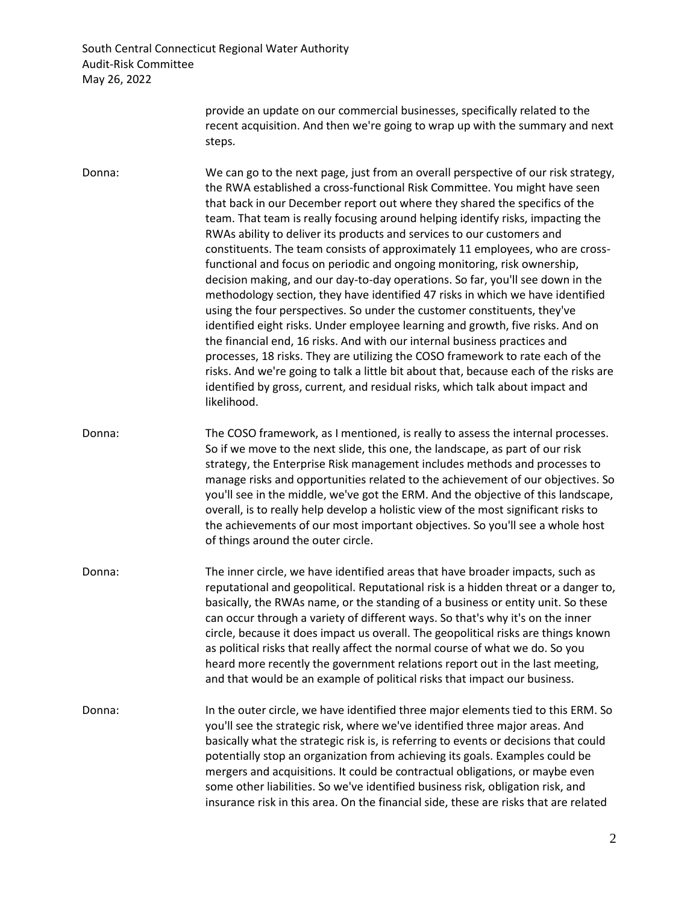provide an update on our commercial businesses, specifically related to the recent acquisition. And then we're going to wrap up with the summary and next steps.

Donna: We can go to the next page, just from an overall perspective of our risk strategy, the RWA established a cross-functional Risk Committee. You might have seen that back in our December report out where they shared the specifics of the team. That team is really focusing around helping identify risks, impacting the RWAs ability to deliver its products and services to our customers and constituents. The team consists of approximately 11 employees, who are cross-functional and focus on periodic and ongoing monitoring, risk ownership, decision making, and our day-to-day operations. So far, you'll see down in the methodology section, they have identified 47 risks in which we have identified using the four perspectives. So under the customer constituents, they've identified eight risks. Under employee learning and growth, five risks. And on the financial end, 16 risks. And with our internal business practices and processes, 18 risks. They are utilizing the COSO framework to rate each of the risks. And we're going to talk a little bit about that, because each of the risks are identified by gross, current, and residual risks, which talk about impact and likelihood.

Donna: The COSO framework, as I mentioned, is really to assess the internal processes. So if we move to the next slide, this one, the landscape, as part of our risk strategy, the Enterprise Risk management includes methods and processes to manage risks and opportunities related to the achievement of our objectives. So you'll see in the middle, we've got the ERM. And the objective of this landscape, overall, is to really help develop a holistic view of the most significant risks to the achievements of our most important objectives. So you'll see a whole host of things around the outer circle.

Donna: The inner circle, we have identified areas that have broader impacts, such as reputational and geopolitical. Reputational risk is a hidden threat or a danger to, basically, the RWAs name, or the standing of a business or entity unit. So these can occur through a variety of different ways. So that's why it's on the inner circle, because it does impact us overall. The geopolitical risks are things known as political risks that really affect the normal course of what we do. So you heard more recently the government relations report out in the last meeting, and that would be an example of political risks that impact our business.

Donna: In the outer circle, we have identified three major elements tied to this ERM. So you'll see the strategic risk, where we've identified three major areas. And basically what the strategic risk is, is referring to events or decisions that could potentially stop an organization from achieving its goals. Examples could be mergers and acquisitions. It could be contractual obligations, or maybe even some other liabilities. So we've identified business risk, obligation risk, and insurance risk in this area. On the financial side, these are risks that are related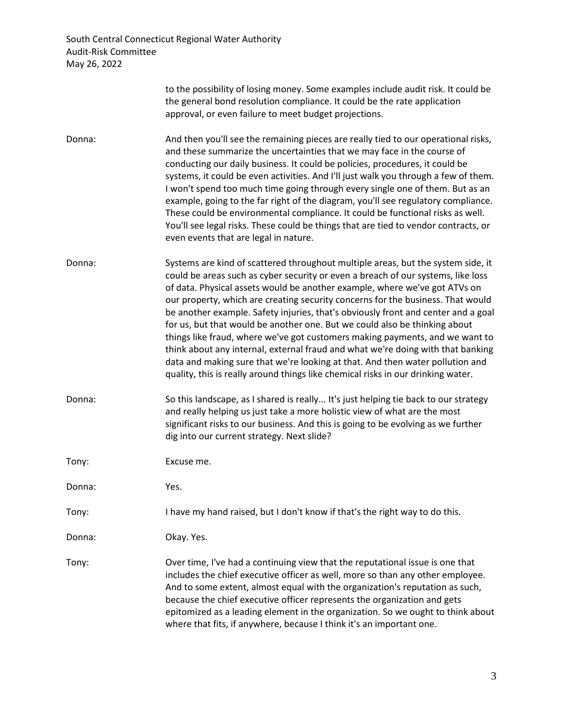to the possibility of losing money. Some examples include audit risk. It could be the general bond resolution compliance. It could be the rate application approval, or even failure to meet budget projections.

Donna: And then you'll see the remaining pieces are really tied to our operational risks, and these summarize the uncertainties that we may face in the course of conducting our daily business. It could be policies, procedures, it could be systems, it could be even activities. And I'll just walk you through a few of them. I won't spend too much time going through every single one of them. But as an example, going to the far right of the diagram, you'll see regulatory compliance. These could be environmental compliance. It could be functional risks as well. You'll see legal risks. These could be things that are tied to vendor contracts, or even events that are legal in nature.

Donna: Systems are kind of scattered throughout multiple areas, but the system side, it could be areas such as cyber security or even a breach of our systems, like loss of data. Physical assets would be another example, where we've got ATVs on our property, which are creating security concerns for the business. That would be another example. Safety injuries, that's obviously front and center and a goal for us, but that would be another one. But we could also be thinking about things like fraud, where we've got customers making payments, and we want to think about any internal, external fraud and what we're doing with that banking data and making sure that we're looking at that. And then water pollution and quality, this is really around things like chemical risks in our drinking water.

Donna: So this landscape, as I shared is really... It's just helping tie back to our strategy and really helping us just take a more holistic view of what are the most significant risks to our business. And this is going to be evolving as we further dig into our current strategy. Next slide?

Tony: Excuse me.

Donna: Yes.

Tony: I have my hand raised, but I don't know if that's the right way to do this.

Donna: Okay. Yes.

Tony: Over time, I've had a continuing view that the reputational issue is one that includes the chief executive officer as well, more so than any other employee. And to some extent, almost equal with the organization's reputation as such, because the chief executive officer represents the organization and gets epitomized as a leading element in the organization. So we ought to think about where that fits, if anywhere, because I think it's an important one.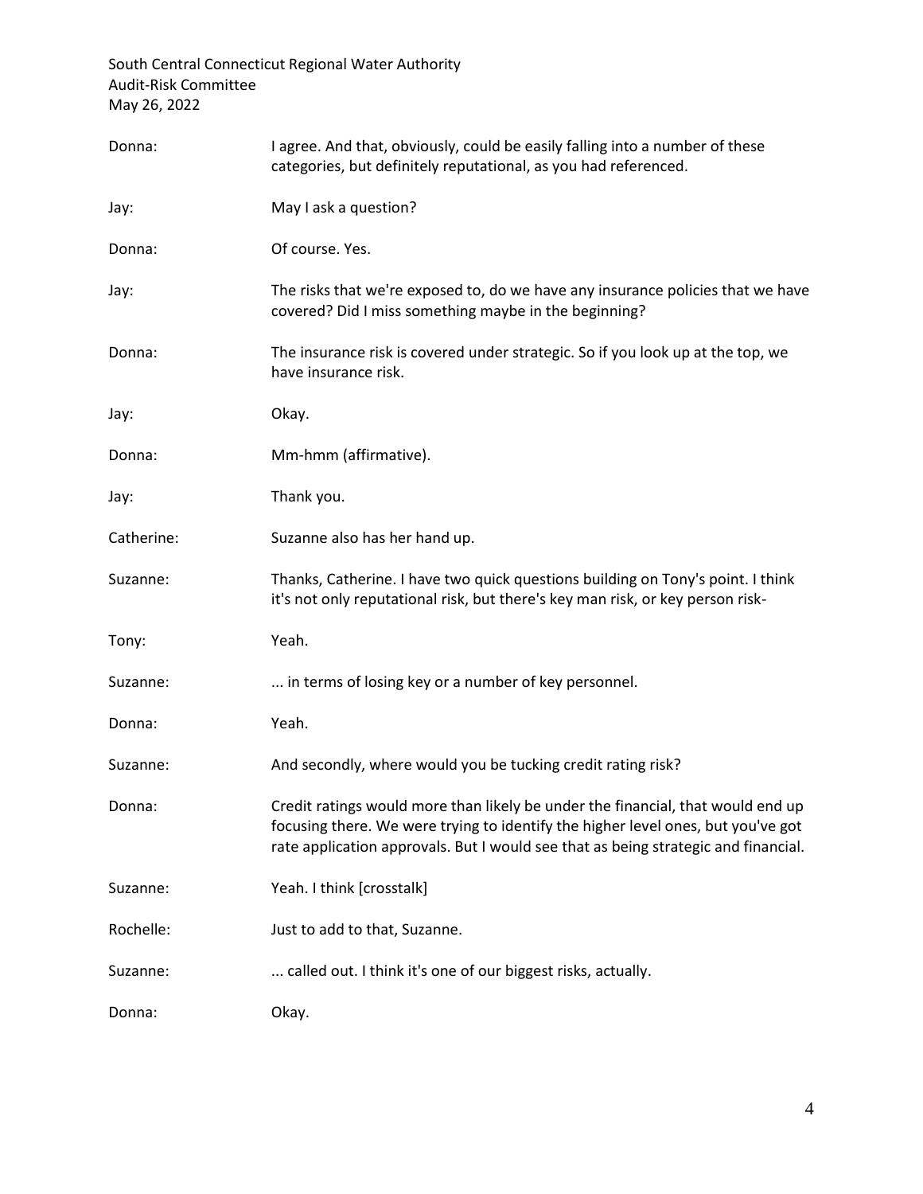Donna: I agree. And that, obviously, could be easily falling into a number of these categories, but definitely reputational, as you had referenced.

Jay: May I ask a question?

Donna: Of course. Yes.

Jay: The risks that we're exposed to, do we have any insurance policies that we have covered? Did I miss something maybe in the beginning?

Donna: The insurance risk is covered under strategic. So if you look up at the top, we have insurance risk.

Jay: Okay.

Donna: Mm-hmm (affirmative).

Jay: Thank you.

Catherine: Suzanne also has her hand up.

Suzanne: Thanks, Catherine. I have two quick questions building on Tony's point. I think it's not only reputational risk, but there's key man risk, or key person risk-

Tony: Yeah.

Suzanne: ... in terms of losing key or a number of key personnel.

Donna: Yeah.

Suzanne: And secondly, where would you be tucking credit rating risk?

Donna: Credit ratings would more than likely be under the financial, that would end up focusing there. We were trying to identify the higher level ones, but you've got rate application approvals. But I would see that as being strategic and financial.

Suzanne: Yeah. I think [crosstalk]

Rochelle: Just to add to that, Suzanne.

Suzanne: ... called out. I think it's one of our biggest risks, actually.

Donna: Okay.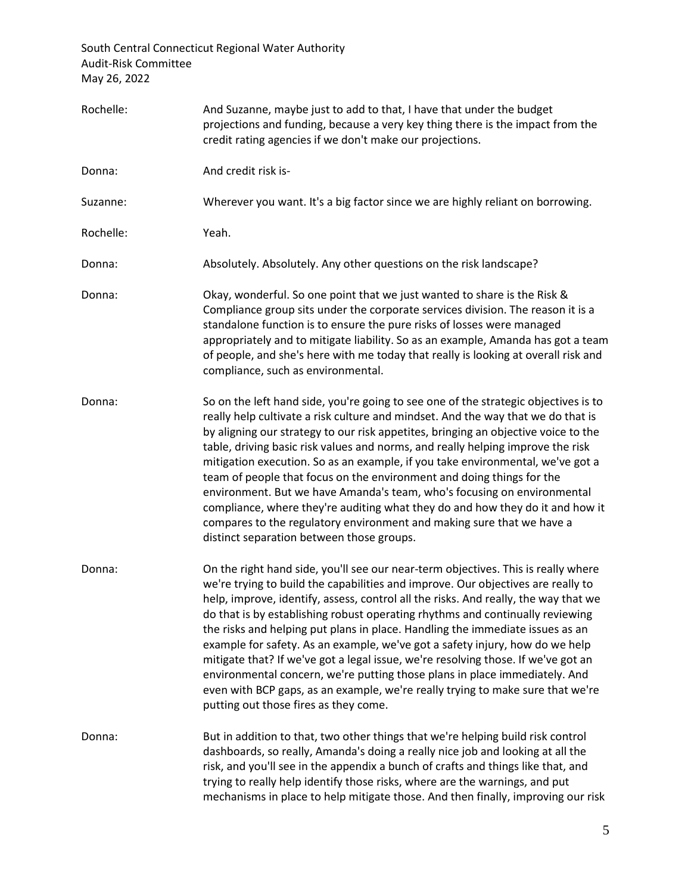Rochelle: And Suzanne, maybe just to add to that, I have that under the budget projections and funding, because a very key thing there is the impact from the credit rating agencies if we don't make our projections.

Donna: And credit risk is-

Suzanne: Wherever you want. It's a big factor since we are highly reliant on borrowing.

Rochelle: Yeah.

Donna: Absolutely. Absolutely. Any other questions on the risk landscape?

Donna: Okay, wonderful. So one point that we just wanted to share is the Risk & Compliance group sits under the corporate services division. The reason it is a standalone function is to ensure the pure risks of losses were managed appropriately and to mitigate liability. So as an example, Amanda has got a team of people, and she's here with me today that really is looking at overall risk and compliance, such as environmental.

Donna: So on the left hand side, you're going to see one of the strategic objectives is to really help cultivate a risk culture and mindset. And the way that we do that is by aligning our strategy to our risk appetites, bringing an objective voice to the table, driving basic risk values and norms, and really helping improve the risk mitigation execution. So as an example, if you take environmental, we've got a team of people that focus on the environment and doing things for the environment. But we have Amanda's team, who's focusing on environmental compliance, where they're auditing what they do and how they do it and how it compares to the regulatory environment and making sure that we have a distinct separation between those groups.

Donna: On the right hand side, you'll see our near-term objectives. This is really where we're trying to build the capabilities and improve. Our objectives are really to help, improve, identify, assess, control all the risks. And really, the way that we do that is by establishing robust operating rhythms and continually reviewing the risks and helping put plans in place. Handling the immediate issues as an example for safety. As an example, we've got a safety injury, how do we help mitigate that? If we've got a legal issue, we're resolving those. If we've got an environmental concern, we're putting those plans in place immediately. And even with BCP gaps, as an example, we're really trying to make sure that we're putting out those fires as they come.

Donna: But in addition to that, two other things that we're helping build risk control dashboards, so really, Amanda's doing a really nice job and looking at all the risk, and you'll see in the appendix a bunch of crafts and things like that, and trying to really help identify those risks, where are the warnings, and put mechanisms in place to help mitigate those. And then finally, improving our risk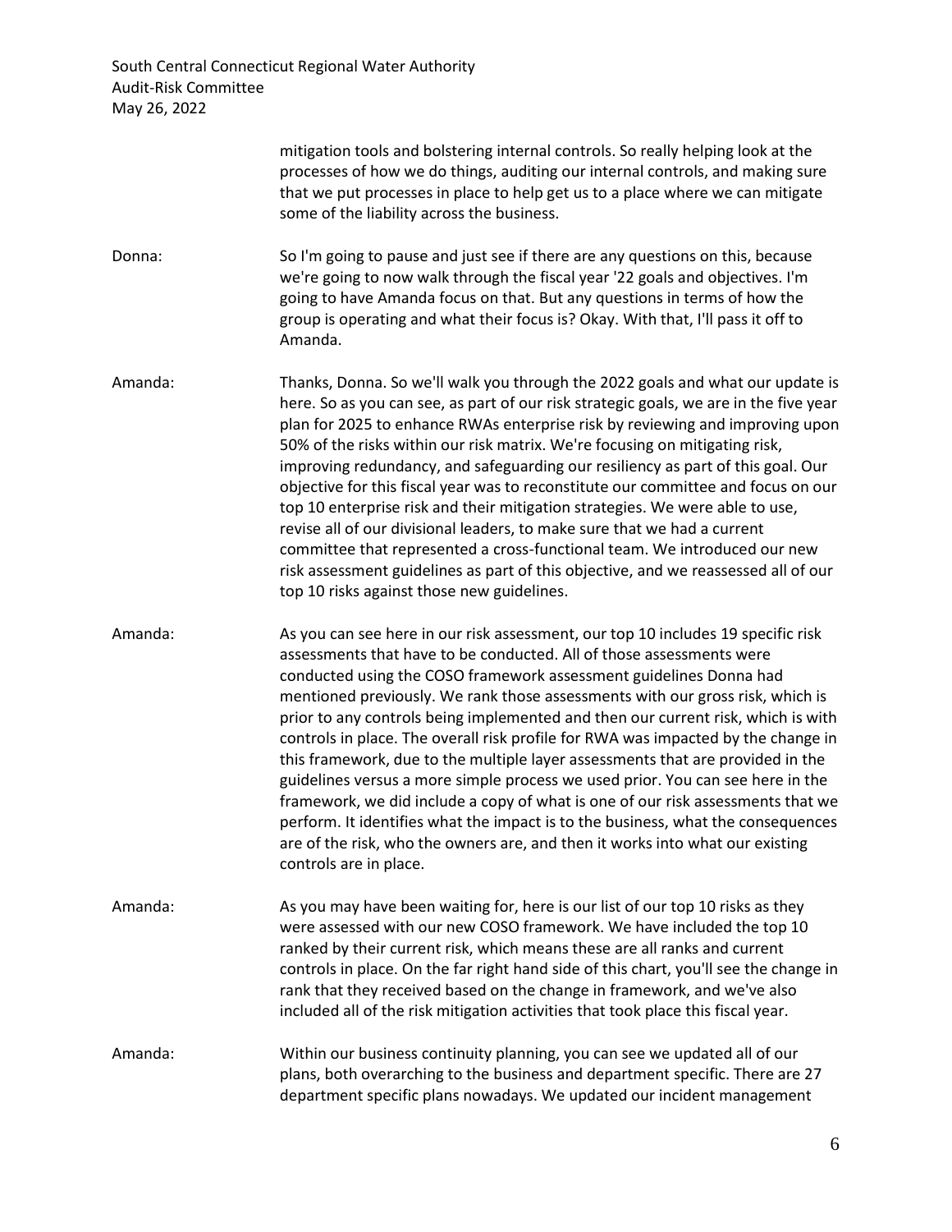mitigation tools and bolstering internal controls. So really helping look at the processes of how we do things, auditing our internal controls, and making sure that we put processes in place to help get us to a place where we can mitigate some of the liability across the business.

Donna: So I'm going to pause and just see if there are any questions on this, because we're going to now walk through the fiscal year '22 goals and objectives. I'm going to have Amanda focus on that. But any questions in terms of how the group is operating and what their focus is? Okay. With that, I'll pass it off to Amanda.

Amanda: Thanks, Donna. So we'll walk you through the 2022 goals and what our update is here. So as you can see, as part of our risk strategic goals, we are in the five year plan for 2025 to enhance RWAs enterprise risk by reviewing and improving upon 50% of the risks within our risk matrix. We're focusing on mitigating risk, improving redundancy, and safeguarding our resiliency as part of this goal. Our objective for this fiscal year was to reconstitute our committee and focus on our top 10 enterprise risk and their mitigation strategies. We were able to use, revise all of our divisional leaders, to make sure that we had a current committee that represented a cross-functional team. We introduced our new risk assessment guidelines as part of this objective, and we reassessed all of our top 10 risks against those new guidelines.

Amanda: As you can see here in our risk assessment, our top 10 includes 19 specific risk assessments that have to be conducted. All of those assessments were conducted using the COSO framework assessment guidelines Donna had mentioned previously. We rank those assessments with our gross risk, which is prior to any controls being implemented and then our current risk, which is with controls in place. The overall risk profile for RWA was impacted by the change in this framework, due to the multiple layer assessments that are provided in the guidelines versus a more simple process we used prior. You can see here in the framework, we did include a copy of what is one of our risk assessments that we perform. It identifies what the impact is to the business, what the consequences are of the risk, who the owners are, and then it works into what our existing controls are in place.

Amanda: As you may have been waiting for, here is our list of our top 10 risks as they were assessed with our new COSO framework. We have included the top 10 ranked by their current risk, which means these are all ranks and current controls in place. On the far right hand side of this chart, you'll see the change in rank that they received based on the change in framework, and we've also included all of the risk mitigation activities that took place this fiscal year.

Amanda: Within our business continuity planning, you can see we updated all of our plans, both overarching to the business and department specific. There are 27 department specific plans nowadays. We updated our incident management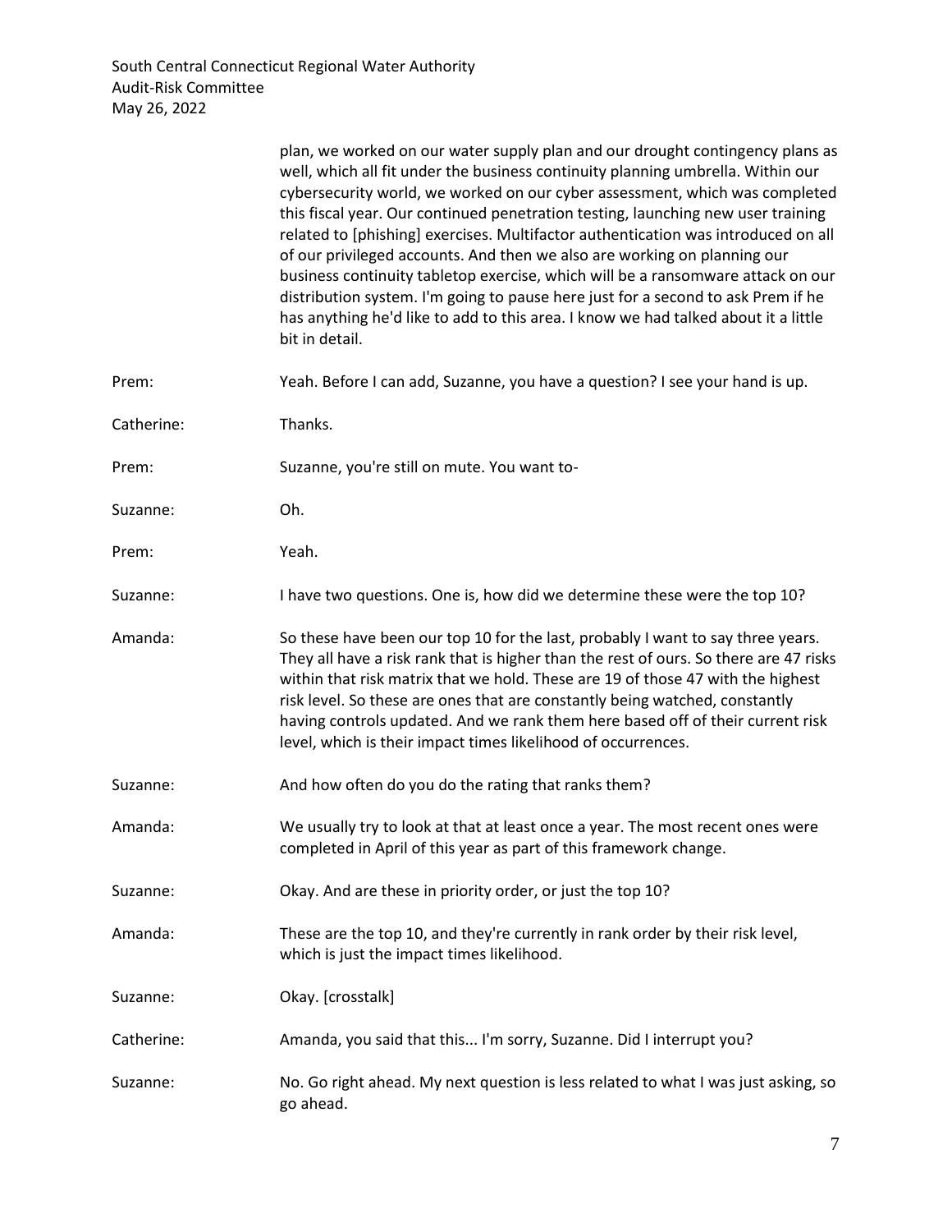plan, we worked on our water supply plan and our drought contingency plans as well, which all fit under the business continuity planning umbrella. Within our cybersecurity world, we worked on our cyber assessment, which was completed this fiscal year. Our continued penetration testing, launching new user training related to [phishing] exercises. Multifactor authentication was introduced on all of our privileged accounts. And then we also are working on planning our business continuity tabletop exercise, which will be a ransomware attack on our distribution system. I'm going to pause here just for a second to ask Prem if he has anything he'd like to add to this area. I know we had talked about it a little bit in detail.

Prem: Yeah. Before I can add, Suzanne, you have a question? I see your hand is up.

Catherine: Thanks.

Prem: Suzanne, you're still on mute. You want to-

Suzanne: Oh.

Prem: Yeah.

Suzanne: I have two questions. One is, how did we determine these were the top 10?

Amanda: So these have been our top 10 for the last, probably I want to say three years. They all have a risk rank that is higher than the rest of ours. So there are 47 risks within that risk matrix that we hold. These are 19 of those 47 with the highest risk level. So these are ones that are constantly being watched, constantly having controls updated. And we rank them here based off of their current risk level, which is their impact times likelihood of occurrences.

Suzanne: And how often do you do the rating that ranks them?

Amanda: We usually try to look at that at least once a year. The most recent ones were completed in April of this year as part of this framework change.

Suzanne: Okay. And are these in priority order, or just the top 10?

Amanda: These are the top 10, and they're currently in rank order by their risk level, which is just the impact times likelihood.

Suzanne: Okay. [crosstalk]

Catherine: Amanda, you said that this... I'm sorry, Suzanne. Did I interrupt you?

Suzanne: No. Go right ahead. My next question is less related to what I was just asking, so go ahead.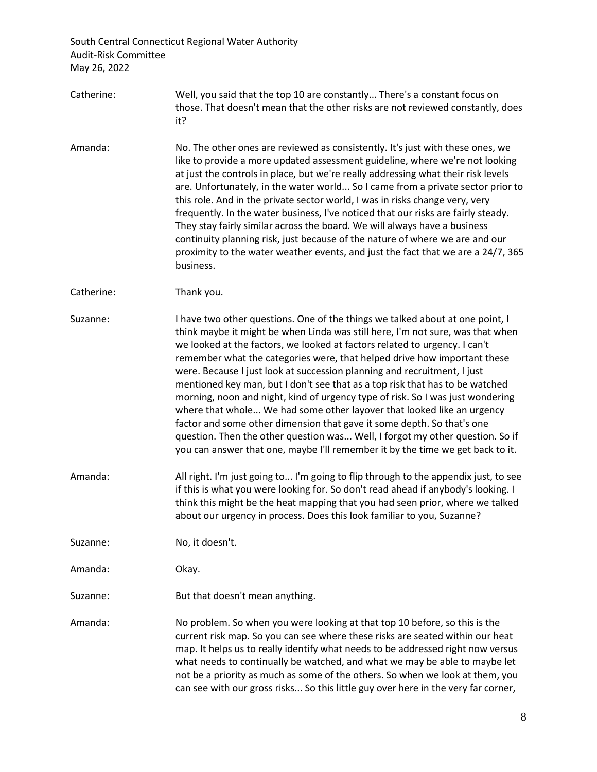Catherine: Well, you said that the top 10 are constantly... There's a constant focus on those. That doesn't mean that the other risks are not reviewed constantly, does it?

Amanda: No. The other ones are reviewed as consistently. It's just with these ones, we like to provide a more updated assessment guideline, where we're not looking at just the controls in place, but we're really addressing what their risk levels are. Unfortunately, in the water world... So I came from a private sector prior to this role. And in the private sector world, I was in risks change very, very frequently. In the water business, I've noticed that our risks are fairly steady. They stay fairly similar across the board. We will always have a business continuity planning risk, just because of the nature of where we are and our proximity to the water weather events, and just the fact that we are a 24/7, 365 business.

Catherine: Thank you.

Suzanne: I have two other questions. One of the things we talked about at one point, I think maybe it might be when Linda was still here, I'm not sure, was that when we looked at the factors, we looked at factors related to urgency. I can't remember what the categories were, that helped drive how important these were. Because I just look at succession planning and recruitment, I just mentioned key man, but I don't see that as a top risk that has to be watched morning, noon and night, kind of urgency type of risk. So I was just wondering where that whole... We had some other layover that looked like an urgency factor and some other dimension that gave it some depth. So that's one question. Then the other question was... Well, I forgot my other question. So if you can answer that one, maybe I'll remember it by the time we get back to it.

Amanda: All right. I'm just going to... I'm going to flip through to the appendix just, to see if this is what you were looking for. So don't read ahead if anybody's looking. I think this might be the heat mapping that you had seen prior, where we talked about our urgency in process. Does this look familiar to you, Suzanne?

Suzanne: No, it doesn't.

Amanda: Okay.

Suzanne: But that doesn't mean anything.

Amanda: No problem. So when you were looking at that top 10 before, so this is the current risk map. So you can see where these risks are seated within our heat map. It helps us to really identify what needs to be addressed right now versus what needs to continually be watched, and what we may be able to maybe let not be a priority as much as some of the others. So when we look at them, you can see with our gross risks... So this little guy over here in the very far corner,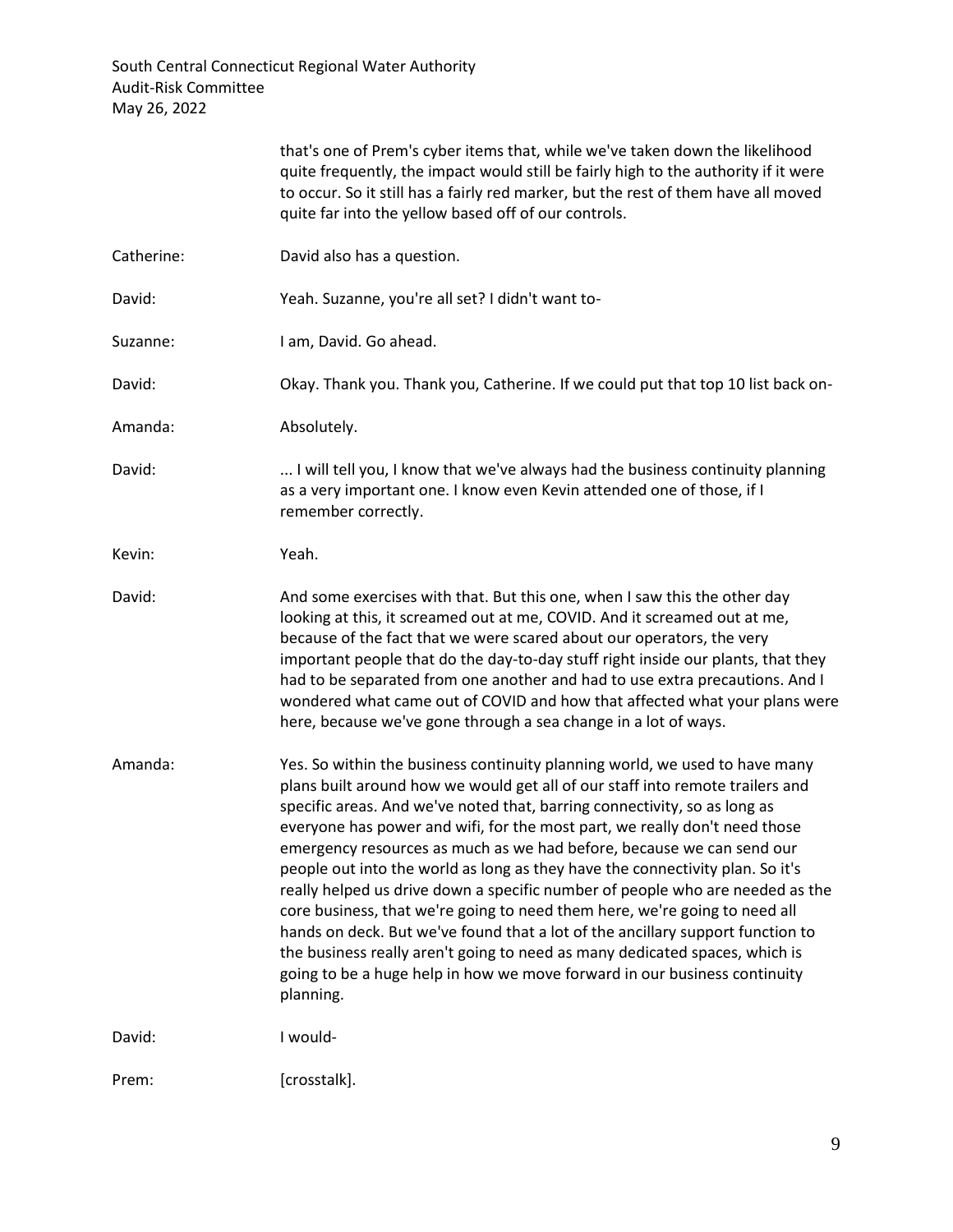that's one of Prem's cyber items that, while we've taken down the likelihood quite frequently, the impact would still be fairly high to the authority if it were to occur. So it still has a fairly red marker, but the rest of them have all moved quite far into the yellow based off of our controls.

Catherine: David also has a question.

David: Yeah. Suzanne, you're all set? I didn't want to-

Suzanne: I am, David. Go ahead.

David: Okay. Thank you. Thank you, Catherine. If we could put that top 10 list back on-

Amanda: Absolutely.

David: ... I will tell you, I know that we've always had the business continuity planning as a very important one. I know even Kevin attended one of those, if I remember correctly.

Kevin: Yeah.

David: And some exercises with that. But this one, when I saw this the other day looking at this, it screamed out at me, COVID. And it screamed out at me, because of the fact that we were scared about our operators, the very important people that do the day-to-day stuff right inside our plants, that they had to be separated from one another and had to use extra precautions. And I wondered what came out of COVID and how that affected what your plans were here, because we've gone through a sea change in a lot of ways.

Amanda: Yes. So within the business continuity planning world, we used to have many plans built around how we would get all of our staff into remote trailers and specific areas. And we've noted that, barring connectivity, so as long as everyone has power and wifi, for the most part, we really don't need those emergency resources as much as we had before, because we can send our people out into the world as long as they have the connectivity plan. So it's really helped us drive down a specific number of people who are needed as the core business, that we're going to need them here, we're going to need all hands on deck. But we've found that a lot of the ancillary support function to the business really aren't going to need as many dedicated spaces, which is going to be a huge help in how we move forward in our business continuity planning.

David: I would-

Prem: [crosstalk].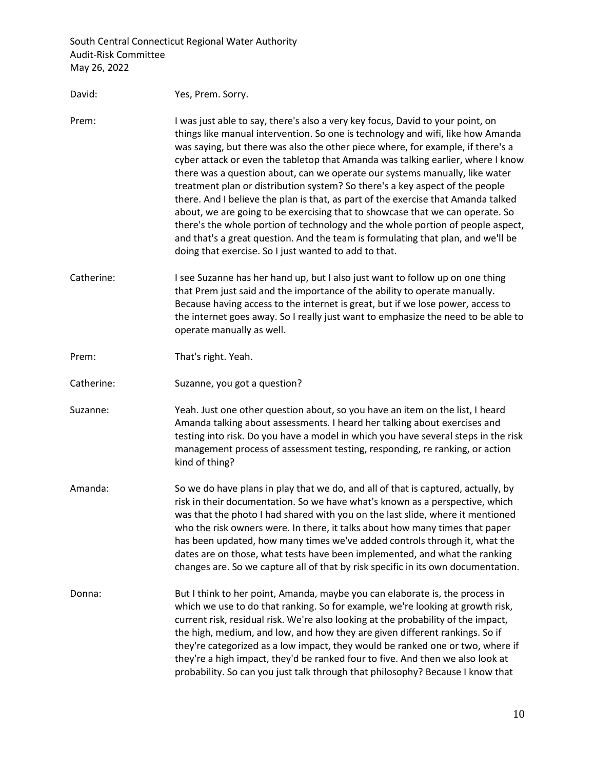David: Yes, Prem. Sorry.

Prem: I was just able to say, there's also a very key focus, David to your point, on things like manual intervention. So one is technology and wifi, like how Amanda was saying, but there was also the other piece where, for example, if there's a cyber attack or even the tabletop that Amanda was talking earlier, where I know there was a question about, can we operate our systems manually, like water treatment plan or distribution system? So there's a key aspect of the people there. And I believe the plan is that, as part of the exercise that Amanda talked about, we are going to be exercising that to showcase that we can operate. So there's the whole portion of technology and the whole portion of people aspect, and that's a great question. And the team is formulating that plan, and we'll be doing that exercise. So I just wanted to add to that.

Catherine: I see Suzanne has her hand up, but I also just want to follow up on one thing that Prem just said and the importance of the ability to operate manually. Because having access to the internet is great, but if we lose power, access to the internet goes away. So I really just want to emphasize the need to be able to operate manually as well.

Prem: That's right. Yeah.

Catherine: Suzanne, you got a question?

Suzanne: Yeah. Just one other question about, so you have an item on the list, I heard Amanda talking about assessments. I heard her talking about exercises and testing into risk. Do you have a model in which you have several steps in the risk management process of assessment testing, responding, re ranking, or action kind of thing?

Amanda: So we do have plans in play that we do, and all of that is captured, actually, by risk in their documentation. So we have what's known as a perspective, which was that the photo I had shared with you on the last slide, where it mentioned who the risk owners were. In there, it talks about how many times that paper has been updated, how many times we've added controls through it, what the dates are on those, what tests have been implemented, and what the ranking changes are. So we capture all of that by risk specific in its own documentation.

Donna: But I think to her point, Amanda, maybe you can elaborate is, the process in which we use to do that ranking. So for example, we're looking at growth risk, current risk, residual risk. We're also looking at the probability of the impact, the high, medium, and low, and how they are given different rankings. So if they're categorized as a low impact, they would be ranked one or two, where if they're a high impact, they'd be ranked four to five. And then we also look at probability. So can you just talk through that philosophy? Because I know that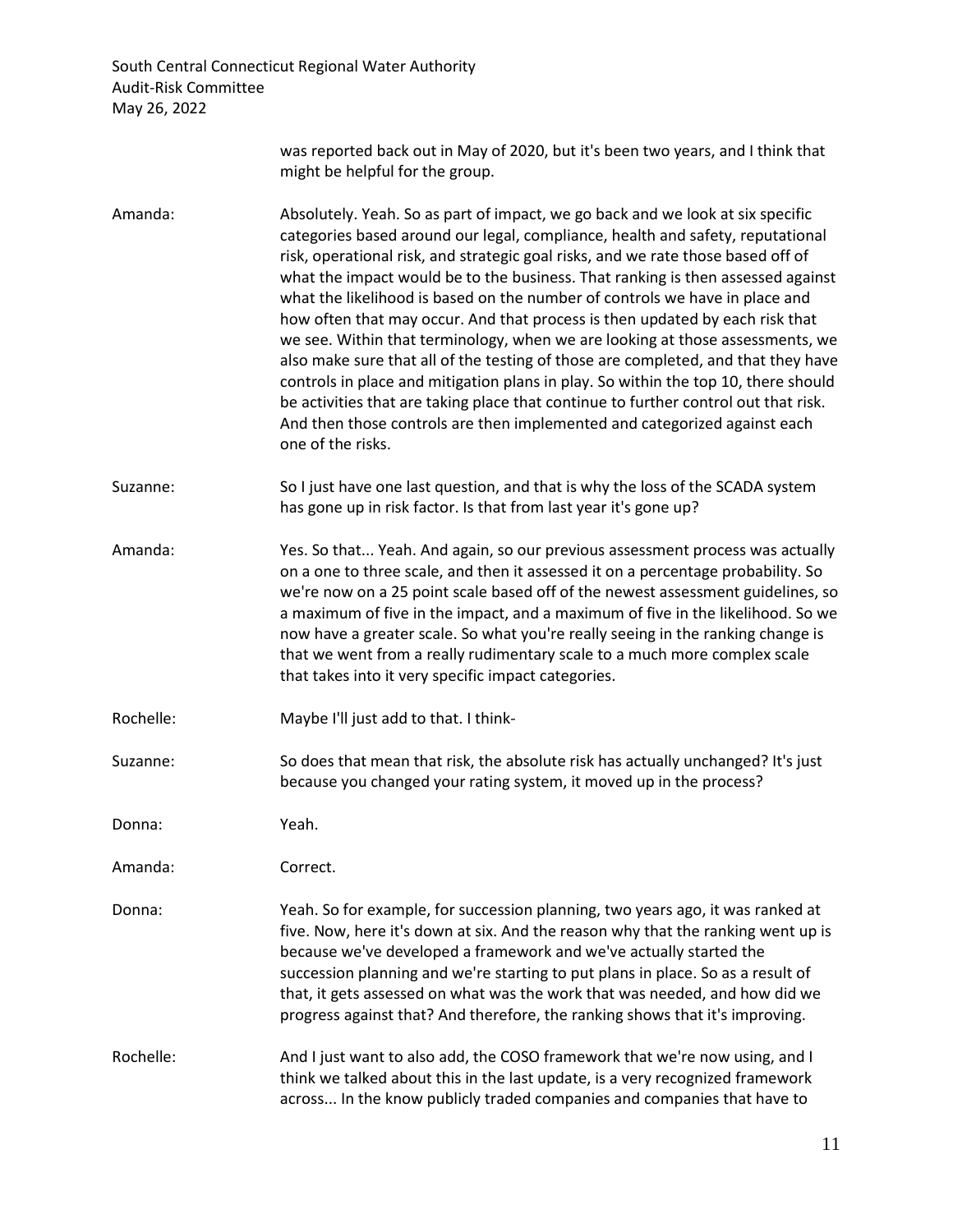was reported back out in May of 2020, but it's been two years, and I think that might be helpful for the group.

Amanda: Absolutely. Yeah. So as part of impact, we go back and we look at six specific categories based around our legal, compliance, health and safety, reputational risk, operational risk, and strategic goal risks, and we rate those based off of what the impact would be to the business. That ranking is then assessed against what the likelihood is based on the number of controls we have in place and how often that may occur. And that process is then updated by each risk that we see. Within that terminology, when we are looking at those assessments, we also make sure that all of the testing of those are completed, and that they have controls in place and mitigation plans in play. So within the top 10, there should be activities that are taking place that continue to further control out that risk. And then those controls are then implemented and categorized against each one of the risks.

Suzanne: So I just have one last question, and that is why the loss of the SCADA system has gone up in risk factor. Is that from last year it's gone up?

Amanda: Yes. So that... Yeah. And again, so our previous assessment process was actually on a one to three scale, and then it assessed it on a percentage probability. So we're now on a 25 point scale based off of the newest assessment guidelines, so a maximum of five in the impact, and a maximum of five in the likelihood. So we now have a greater scale. So what you're really seeing in the ranking change is that we went from a really rudimentary scale to a much more complex scale that takes into it very specific impact categories.

Rochelle: Maybe I'll just add to that. I think-

Suzanne: So does that mean that risk, the absolute risk has actually unchanged? It's just because you changed your rating system, it moved up in the process?

Donna: Yeah.

Amanda: Correct.

Donna: Yeah. So for example, for succession planning, two years ago, it was ranked at five. Now, here it's down at six. And the reason why that the ranking went up is because we've developed a framework and we've actually started the succession planning and we're starting to put plans in place. So as a result of that, it gets assessed on what was the work that was needed, and how did we progress against that? And therefore, the ranking shows that it's improving.

Rochelle: And I just want to also add, the COSO framework that we're now using, and I think we talked about this in the last update, is a very recognized framework across... In the know publicly traded companies and companies that have to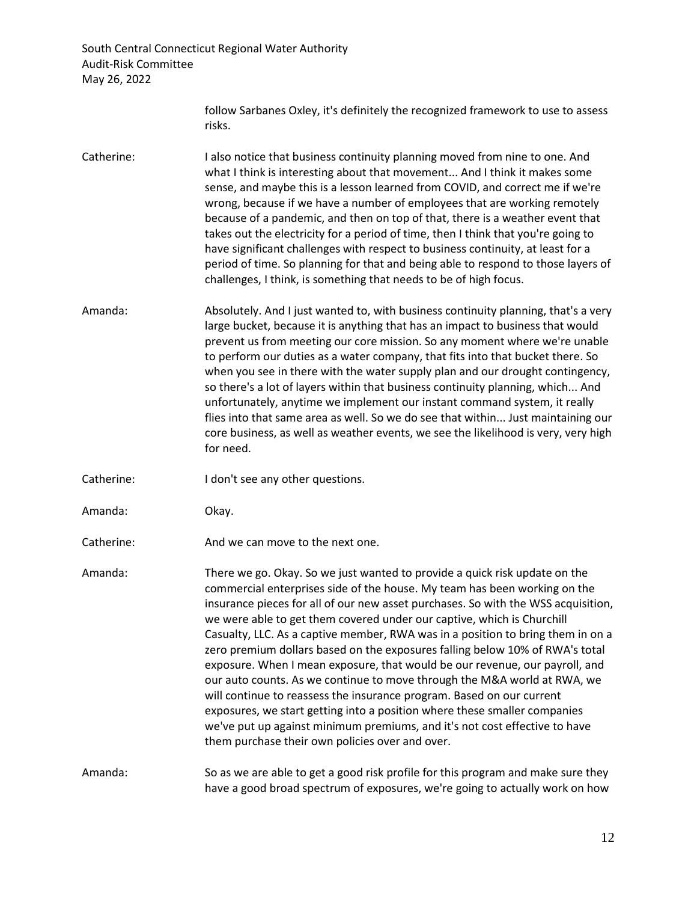follow Sarbanes Oxley, it's definitely the recognized framework to use to assess risks.

Catherine: I also notice that business continuity planning moved from nine to one. And what I think is interesting about that movement... And I think it makes some sense, and maybe this is a lesson learned from COVID, and correct me if we're wrong, because if we have a number of employees that are working remotely because of a pandemic, and then on top of that, there is a weather event that takes out the electricity for a period of time, then I think that you're going to have significant challenges with respect to business continuity, at least for a period of time. So planning for that and being able to respond to those layers of challenges, I think, is something that needs to be of high focus.

Amanda: Absolutely. And I just wanted to, with business continuity planning, that's a very large bucket, because it is anything that has an impact to business that would prevent us from meeting our core mission. So any moment where we're unable to perform our duties as a water company, that fits into that bucket there. So when you see in there with the water supply plan and our drought contingency, so there's a lot of layers within that business continuity planning, which... And unfortunately, anytime we implement our instant command system, it really flies into that same area as well. So we do see that within... Just maintaining our core business, as well as weather events, we see the likelihood is very, very high for need.

Catherine: I don't see any other questions.

Amanda: Okay.

Catherine: And we can move to the next one.

Amanda: There we go. Okay. So we just wanted to provide a quick risk update on the commercial enterprises side of the house. My team has been working on the insurance pieces for all of our new asset purchases. So with the WSS acquisition, we were able to get them covered under our captive, which is Churchill Casualty, LLC. As a captive member, RWA was in a position to bring them in on a zero premium dollars based on the exposures falling below 10% of RWA's total exposure. When I mean exposure, that would be our revenue, our payroll, and our auto counts. As we continue to move through the M&A world at RWA, we will continue to reassess the insurance program. Based on our current exposures, we start getting into a position where these smaller companies we've put up against minimum premiums, and it's not cost effective to have them purchase their own policies over and over.

Amanda: So as we are able to get a good risk profile for this program and make sure they have a good broad spectrum of exposures, we're going to actually work on how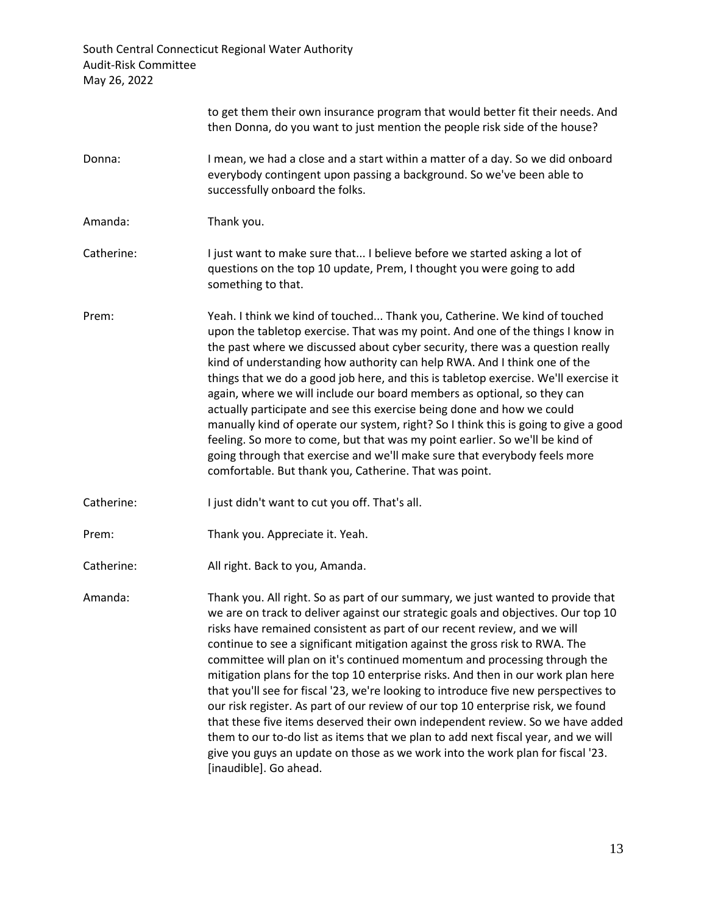to get them their own insurance program that would better fit their needs. And then Donna, do you want to just mention the people risk side of the house?

**Donna:** I mean, we had a close and a start within a matter of a day. So we did onboard everybody contingent upon passing a background. So we've been able to successfully onboard the folks.

**Amanda:** Thank you.

**Catherine:** I just want to make sure that... I believe before we started asking a lot of questions on the top 10 update, Prem, I thought you were going to add something to that.

**Prem:** Yeah. I think we kind of touched... Thank you, Catherine. We kind of touched upon the tabletop exercise. That was my point. And one of the things I know in the past where we discussed about cyber security, there was a question really kind of understanding how authority can help RWA. And I think one of the things that we do a good job here, and this is tabletop exercise. We'll exercise it again, where we will include our board members as optional, so they can actually participate and see this exercise being done and how we could manually kind of operate our system, right? So I think this is going to give a good feeling. So more to come, but that was my point earlier. So we'll be kind of going through that exercise and we'll make sure that everybody feels more comfortable. But thank you, Catherine. That was point.

**Catherine:** I just didn't want to cut you off. That's all.

**Prem:** Thank you. Appreciate it. Yeah.

**Catherine:** All right. Back to you, Amanda.

**Amanda:** Thank you. All right. So as part of our summary, we just wanted to provide that we are on track to deliver against our strategic goals and objectives. Our top 10 risks have remained consistent as part of our recent review, and we will continue to see a significant mitigation against the gross risk to RWA. The committee will plan on it's continued momentum and processing through the mitigation plans for the top 10 enterprise risks. And then in our work plan here that you'll see for fiscal '23, we're looking to introduce five new perspectives to our risk register. As part of our review of our top 10 enterprise risk, we found that these five items deserved their own independent review. So we have added them to our to-do list as items that we plan to add next fiscal year, and we will give you guys an update on those as we work into the work plan for fiscal '23. [inaudible]. Go ahead.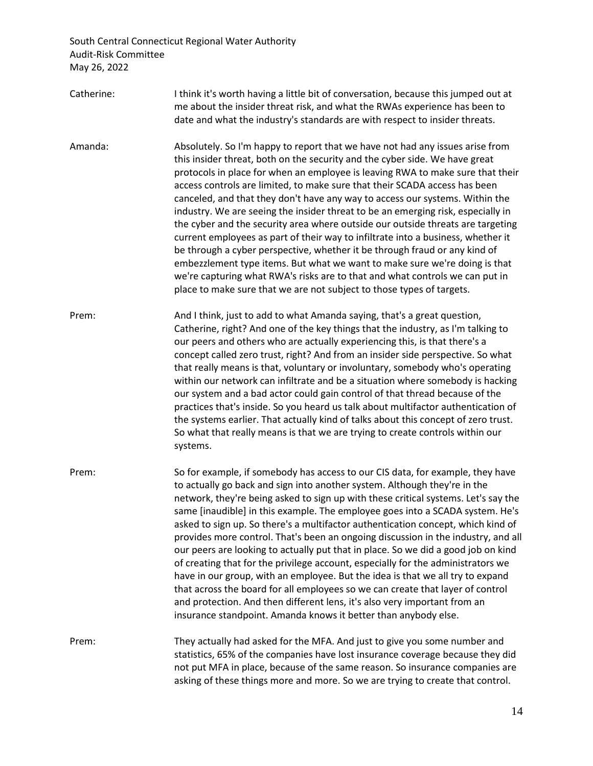Catherine: I think it's worth having a little bit of conversation, because this jumped out at me about the insider threat risk, and what the RWAs experience has been to date and what the industry's standards are with respect to insider threats.

Amanda: Absolutely. So I'm happy to report that we have not had any issues arise from this insider threat, both on the security and the cyber side. We have great protocols in place for when an employee is leaving RWA to make sure that their access controls are limited, to make sure that their SCADA access has been canceled, and that they don't have any way to access our systems. Within the industry. We are seeing the insider threat to be an emerging risk, especially in the cyber and the security area where outside our outside threats are targeting current employees as part of their way to infiltrate into a business, whether it be through a cyber perspective, whether it be through fraud or any kind of embezzlement type items. But what we want to make sure we're doing is that we're capturing what RWA's risks are to that and what controls we can put in place to make sure that we are not subject to those types of targets.

Prem: And I think, just to add to what Amanda saying, that's a great question, Catherine, right? And one of the key things that the industry, as I'm talking to our peers and others who are actually experiencing this, is that there's a concept called zero trust, right? And from an insider side perspective. So what that really means is that, voluntary or involuntary, somebody who's operating within our network can infiltrate and be a situation where somebody is hacking our system and a bad actor could gain control of that thread because of the practices that's inside. So you heard us talk about multifactor authentication of the systems earlier. That actually kind of talks about this concept of zero trust. So what that really means is that we are trying to create controls within our systems.

Prem: So for example, if somebody has access to our CIS data, for example, they have to actually go back and sign into another system. Although they're in the network, they're being asked to sign up with these critical systems. Let's say the same [inaudible] in this example. The employee goes into a SCADA system. He's asked to sign up. So there's a multifactor authentication concept, which kind of provides more control. That's been an ongoing discussion in the industry, and all our peers are looking to actually put that in place. So we did a good job on kind of creating that for the privilege account, especially for the administrators we have in our group, with an employee. But the idea is that we all try to expand that across the board for all employees so we can create that layer of control and protection. And then different lens, it's also very important from an insurance standpoint. Amanda knows it better than anybody else.

Prem: They actually had asked for the MFA. And just to give you some number and statistics, 65% of the companies have lost insurance coverage because they did not put MFA in place, because of the same reason. So insurance companies are asking of these things more and more. So we are trying to create that control.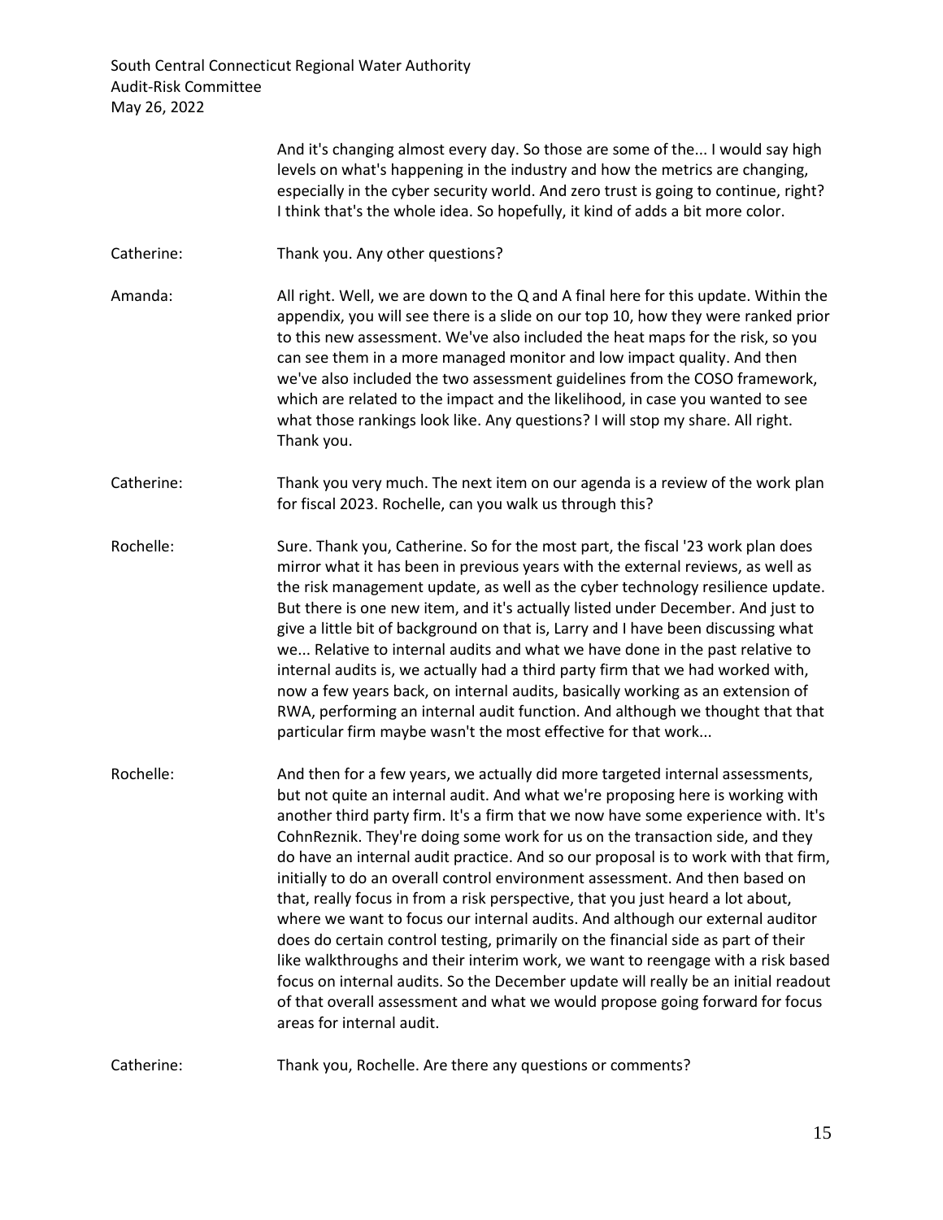And it's changing almost every day. So those are some of the... I would say high levels on what's happening in the industry and how the metrics are changing, especially in the cyber security world. And zero trust is going to continue, right? I think that's the whole idea. So hopefully, it kind of adds a bit more color.

Catherine: Thank you. Any other questions?

Amanda: All right. Well, we are down to the Q and A final here for this update. Within the appendix, you will see there is a slide on our top 10, how they were ranked prior to this new assessment. We've also included the heat maps for the risk, so you can see them in a more managed monitor and low impact quality. And then we've also included the two assessment guidelines from the COSO framework, which are related to the impact and the likelihood, in case you wanted to see what those rankings look like. Any questions? I will stop my share. All right. Thank you.

Catherine: Thank you very much. The next item on our agenda is a review of the work plan for fiscal 2023. Rochelle, can you walk us through this?

Rochelle: Sure. Thank you, Catherine. So for the most part, the fiscal '23 work plan does mirror what it has been in previous years with the external reviews, as well as the risk management update, as well as the cyber technology resilience update. But there is one new item, and it's actually listed under December. And just to give a little bit of background on that is, Larry and I have been discussing what we... Relative to internal audits and what we have done in the past relative to internal audits is, we actually had a third party firm that we had worked with, now a few years back, on internal audits, basically working as an extension of RWA, performing an internal audit function. And although we thought that that particular firm maybe wasn't the most effective for that work...

Rochelle: And then for a few years, we actually did more targeted internal assessments, but not quite an internal audit. And what we're proposing here is working with another third party firm. It's a firm that we now have some experience with. It's CohnReznik. They're doing some work for us on the transaction side, and they do have an internal audit practice. And so our proposal is to work with that firm, initially to do an overall control environment assessment. And then based on that, really focus in from a risk perspective, that you just heard a lot about, where we want to focus our internal audits. And although our external auditor does do certain control testing, primarily on the financial side as part of their like walkthroughs and their interim work, we want to reengage with a risk based focus on internal audits. So the December update will really be an initial readout of that overall assessment and what we would propose going forward for focus areas for internal audit.

Catherine: Thank you, Rochelle. Are there any questions or comments?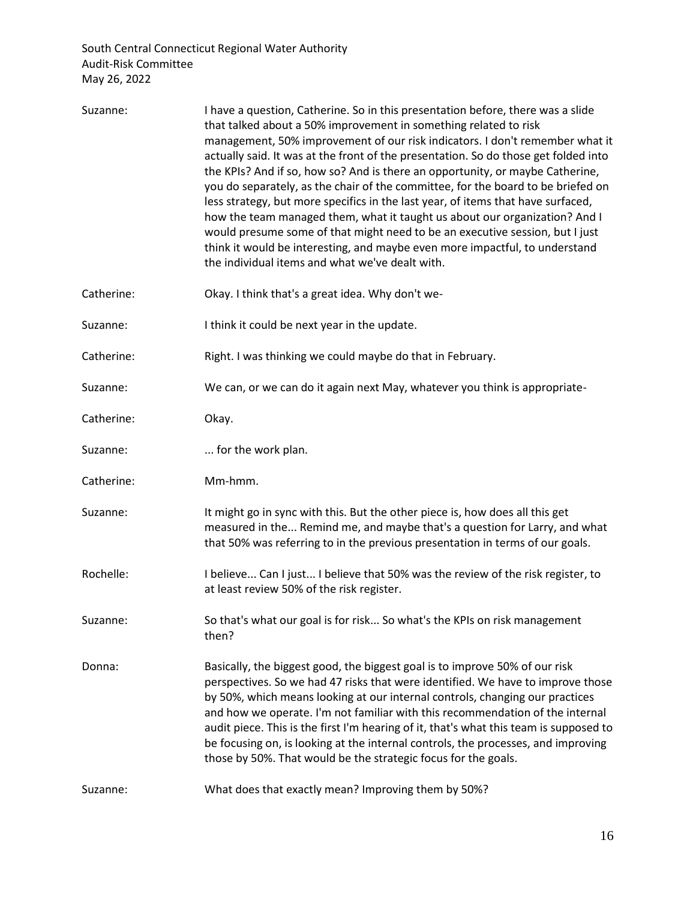Suzanne: I have a question, Catherine. So in this presentation before, there was a slide that talked about a 50% improvement in something related to risk management, 50% improvement of our risk indicators. I don't remember what it actually said. It was at the front of the presentation. So do those get folded into the KPIs? And if so, how so? And is there an opportunity, or maybe Catherine, you do separately, as the chair of the committee, for the board to be briefed on less strategy, but more specifics in the last year, of items that have surfaced, how the team managed them, what it taught us about our organization? And I would presume some of that might need to be an executive session, but I just think it would be interesting, and maybe even more impactful, to understand the individual items and what we've dealt with.

Catherine: Okay. I think that's a great idea. Why don't we-

Suzanne: I think it could be next year in the update.

Catherine: Right. I was thinking we could maybe do that in February.

Suzanne: We can, or we can do it again next May, whatever you think is appropriate-

Catherine: Okay.

Suzanne: ... for the work plan.

Catherine: Mm-hmm.

Suzanne: It might go in sync with this. But the other piece is, how does all this get measured in the... Remind me, and maybe that's a question for Larry, and what that 50% was referring to in the previous presentation in terms of our goals.

Rochelle: I believe... Can I just... I believe that 50% was the review of the risk register, to at least review 50% of the risk register.

Suzanne: So that's what our goal is for risk... So what's the KPIs on risk management then?

Donna: Basically, the biggest good, the biggest goal is to improve 50% of our risk perspectives. So we had 47 risks that were identified. We have to improve those by 50%, which means looking at our internal controls, changing our practices and how we operate. I'm not familiar with this recommendation of the internal audit piece. This is the first I'm hearing of it, that's what this team is supposed to be focusing on, is looking at the internal controls, the processes, and improving those by 50%. That would be the strategic focus for the goals.

Suzanne: What does that exactly mean? Improving them by 50%?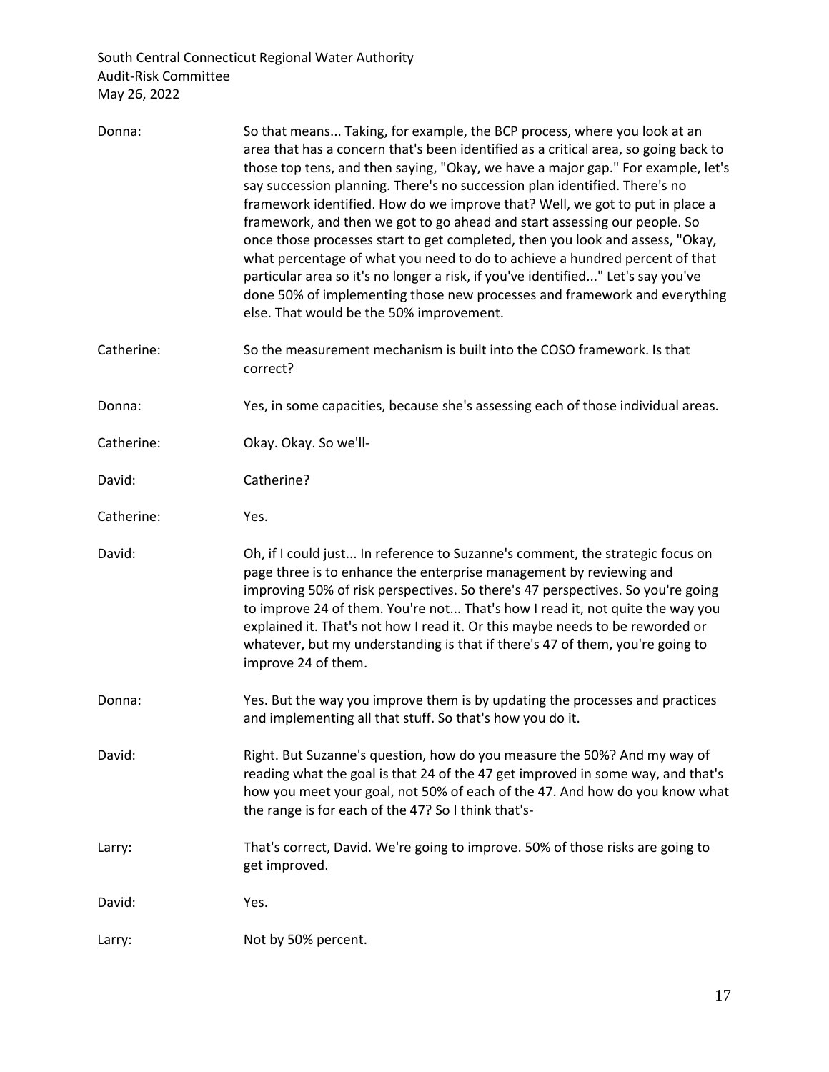Donna: So that means... Taking, for example, the BCP process, where you look at an area that has a concern that's been identified as a critical area, so going back to those top tens, and then saying, "Okay, we have a major gap." For example, let's say succession planning. There's no succession plan identified. There's no framework identified. How do we improve that? Well, we got to put in place a framework, and then we got to go ahead and start assessing our people. So once those processes start to get completed, then you look and assess, "Okay, what percentage of what you need to do to achieve a hundred percent of that particular area so it's no longer a risk, if you've identified..." Let's say you've done 50% of implementing those new processes and framework and everything else. That would be the 50% improvement.

Catherine: So the measurement mechanism is built into the COSO framework. Is that correct?

Donna: Yes, in some capacities, because she's assessing each of those individual areas.

Catherine: Okay. Okay. So we'll-

David: Catherine?

Catherine: Yes.

David: Oh, if I could just... In reference to Suzanne's comment, the strategic focus on page three is to enhance the enterprise management by reviewing and improving 50% of risk perspectives. So there's 47 perspectives. So you're going to improve 24 of them. You're not... That's how I read it, not quite the way you explained it. That's not how I read it. Or this maybe needs to be reworded or whatever, but my understanding is that if there's 47 of them, you're going to improve 24 of them.

Donna: Yes. But the way you improve them is by updating the processes and practices and implementing all that stuff. So that's how you do it.

David: Right. But Suzanne's question, how do you measure the 50%? And my way of reading what the goal is that 24 of the 47 get improved in some way, and that's how you meet your goal, not 50% of each of the 47. And how do you know what the range is for each of the 47? So I think that's-

Larry: That's correct, David. We're going to improve. 50% of those risks are going to get improved.

David: Yes.

Larry: Not by 50% percent.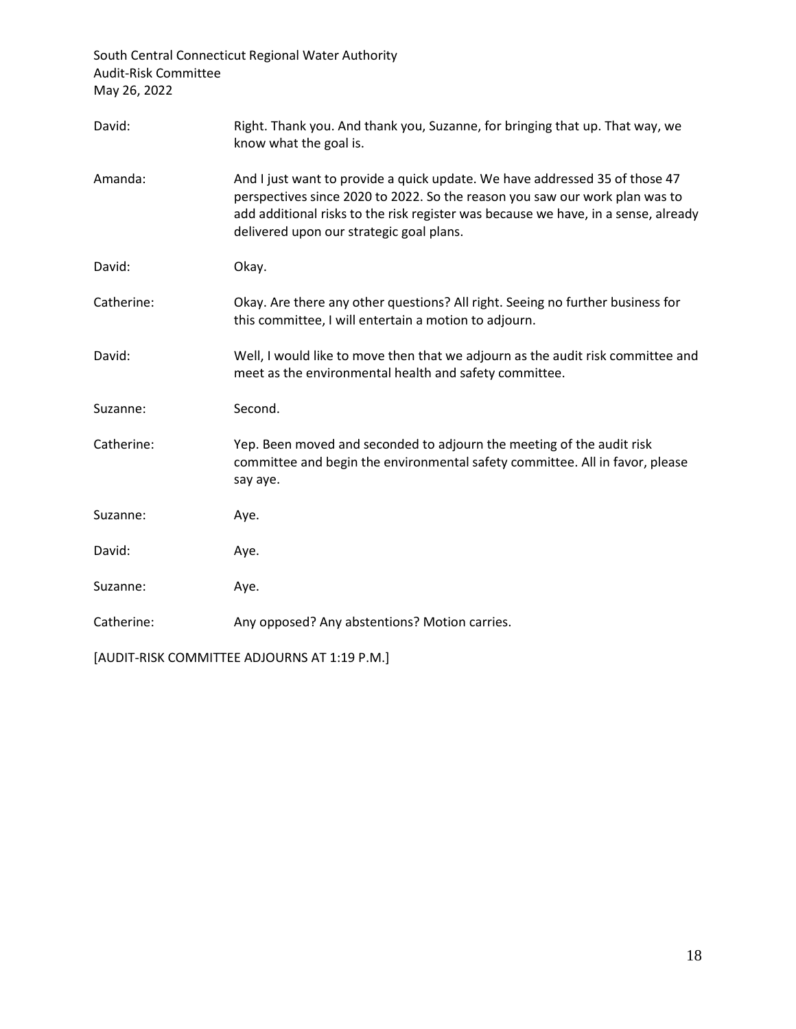David: Right. Thank you. And thank you, Suzanne, for bringing that up. That way, we know what the goal is.

Amanda: And I just want to provide a quick update. We have addressed 35 of those 47 perspectives since 2020 to 2022. So the reason you saw our work plan was to add additional risks to the risk register was because we have, in a sense, already delivered upon our strategic goal plans.

David: Okay.

Catherine: Okay. Are there any other questions? All right. Seeing no further business for this committee, I will entertain a motion to adjourn.

David: Well, I would like to move then that we adjourn as the audit risk committee and meet as the environmental health and safety committee.

Suzanne: Second.

Catherine: Yep. Been moved and seconded to adjourn the meeting of the audit risk committee and begin the environmental safety committee. All in favor, please say aye.

Suzanne: Aye.

David: Aye.

Suzanne: Aye.

Catherine: Any opposed? Any abstentions? Motion carries.

[AUDIT-RISK COMMITTEE ADJOURNS AT 1:19 P.M.]